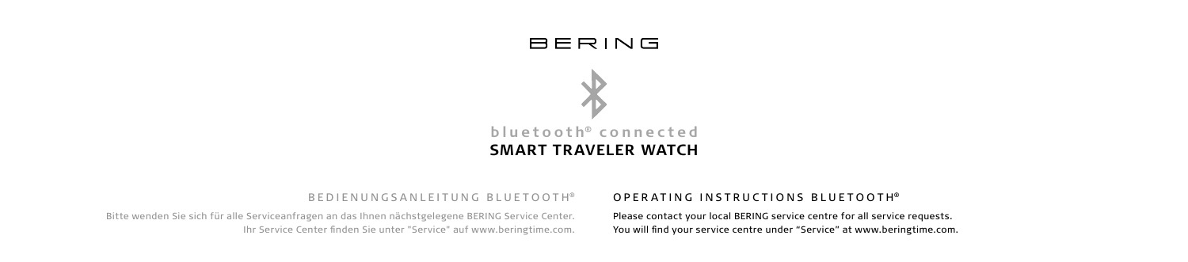# BERING

bluetooth® connected

## SMART TRAVELER WATCH

BEDIENUNGSANLEITUNG BLUETOOTH®

Bitte wenden Sie sich für alle Serviceanfragen an das Ihnen nächstgelegene BERING Service Center.
Ihr Service Center finden Sie unter "Service" auf www.beringtime.com.

OPERATING INSTRUCTIONS BLUETOOTH®

Please contact your local BERING service centre for all service requests.
You will find your service centre under "Service" at www.beringtime.com.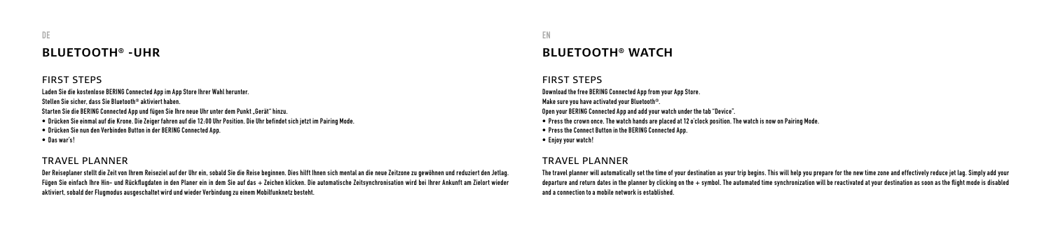DE

# BLUETOOTH® -UHR

## FIRST STEPS

Laden Sie die kostenlose BERING Connected App im App Store Ihrer Wahl herunter.
Stellen Sie sicher, dass Sie Bluetooth® aktiviert haben.
Starten Sie die BERING Connected App und fügen Sie Ihre neue Uhr unter dem Punkt „Gerät" hinzu.

- Drücken Sie einmal auf die Krone. Die Zeiger fahren auf die 12:00 Uhr Position. Die Uhr befindet sich jetzt im Pairing Mode.
- Drücken Sie nun den Verbinden Button in der BERING Connected App.
- Das war's!

## TRAVEL PLANNER

Der Reiseplaner stellt die Zeit von Ihrem Reiseziel auf der Uhr ein, sobald Sie die Reise beginnen. Dies hilft Ihnen sich mental an die neue Zeitzone zu gewöhnen und reduziert den Jetlag. Fügen Sie einfach Ihre Hin- und Rückflugdaten in den Planer ein in dem Sie auf das + Zeichen klicken. Die automatische Zeitsynchronisation wird bei Ihrer Ankunft am Zielort wieder aktiviert, sobald der Flugmodus ausgeschaltet wird und wieder Verbindung zu einem Mobilfunknetz besteht.

EN

# BLUETOOTH® WATCH

## FIRST STEPS

Download the free BERING Connected App from your App Store.
Make sure you have activated your Bluetooth®.
Open your BERING Connected App and add your watch under the tab "Device".

- Press the crown once. The watch hands are placed at 12 o'clock position. The watch is now on Pairing Mode.
- Press the Connect Button in the BERING Connected App.
- Enjoy your watch!

## TRAVEL PLANNER

The travel planner will automatically set the time of your destination as your trip begins. This will help you prepare for the new time zone and effectively reduce jet lag. Simply add your departure and return dates in the planner by clicking on the + symbol. The automated time synchronization will be reactivated at your destination as soon as the flight mode is disabled and a connection to a mobile network is established.